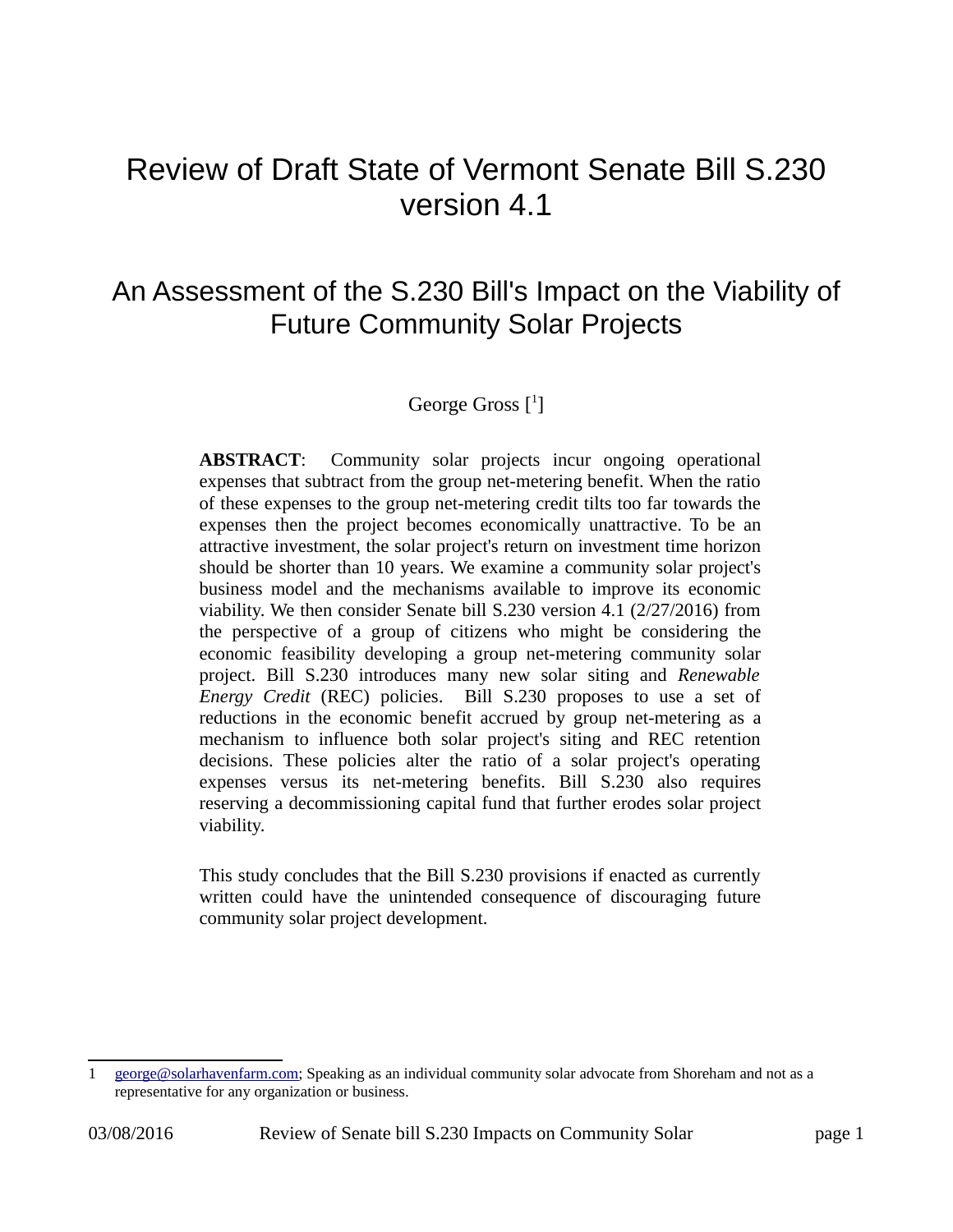# Review of Draft State of Vermont Senate Bill S.230 version 4.1

## An Assessment of the S.230 Bill's Impact on the Viability of Future Community Solar Projects

George Gross [1]

**ABSTRACT**: Community solar projects incur ongoing operational expenses that subtract from the group net-metering benefit. When the ratio of these expenses to the group net-metering credit tilts too far towards the expenses then the project becomes economically unattractive. To be an attractive investment, the solar project's return on investment time horizon should be shorter than 10 years. We examine a community solar project's business model and the mechanisms available to improve its economic viability. We then consider Senate bill S.230 version 4.1 (2/27/2016) from the perspective of a group of citizens who might be considering the economic feasibility developing a group net-metering community solar project. Bill S.230 introduces many new solar siting and *Renewable Energy Credit* (REC) policies. Bill S.230 proposes to use a set of reductions in the economic benefit accrued by group net-metering as a mechanism to influence both solar project's siting and REC retention decisions. These policies alter the ratio of a solar project's operating expenses versus its net-metering benefits. Bill S.230 also requires reserving a decommissioning capital fund that further erodes solar project viability.

This study concludes that the Bill S.230 provisions if enacted as currently written could have the unintended consequence of discouraging future community solar project development.

---

1 george@solarhavenfarm.com; Speaking as an individual community solar advocate from Shoreham and not as a representative for any organization or business.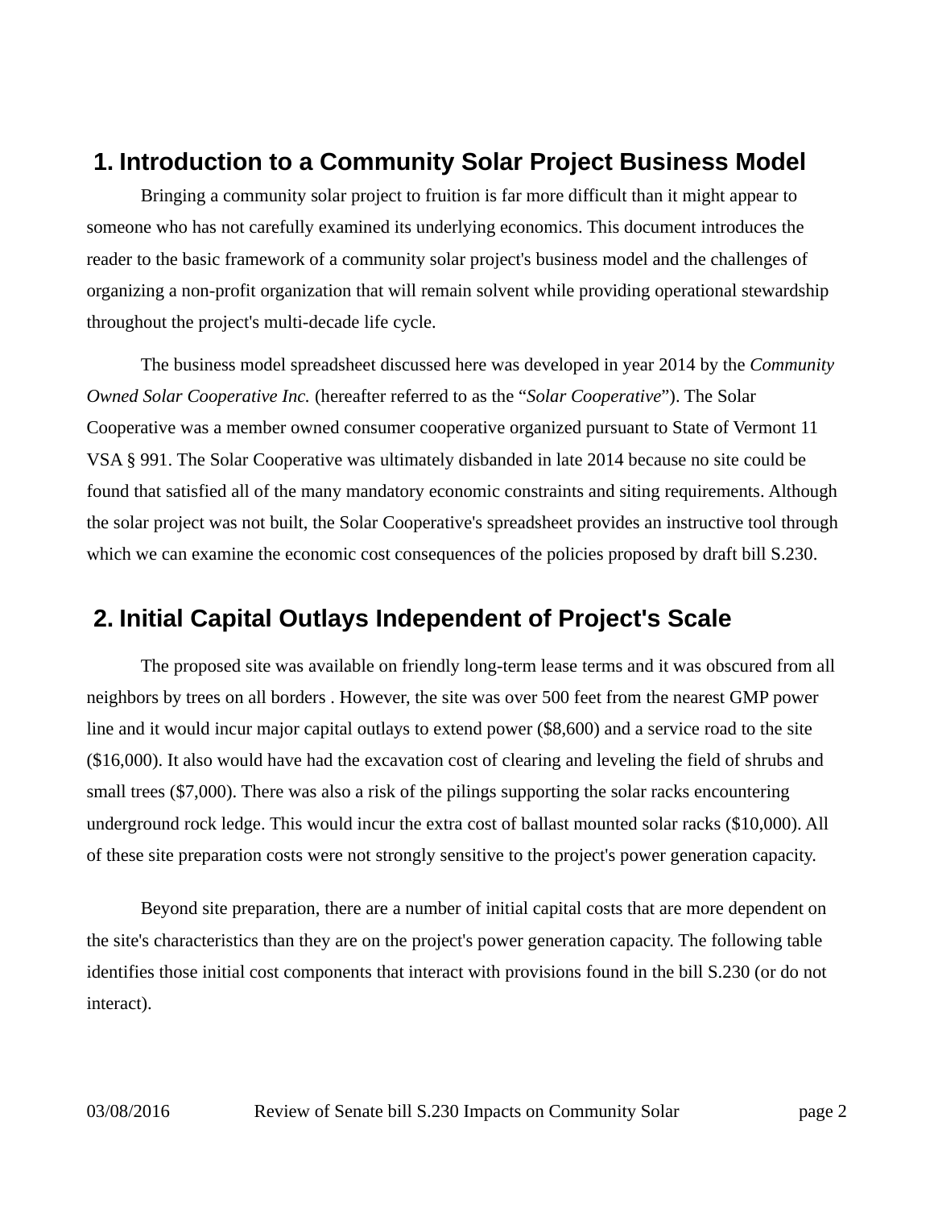## 1. Introduction to a Community Solar Project Business Model

Bringing a community solar project to fruition is far more difficult than it might appear to someone who has not carefully examined its underlying economics. This document introduces the reader to the basic framework of a community solar project's business model and the challenges of organizing a non-profit organization that will remain solvent while providing operational stewardship throughout the project's multi-decade life cycle.

The business model spreadsheet discussed here was developed in year 2014 by the *Community Owned Solar Cooperative Inc.* (hereafter referred to as the "*Solar Cooperative*"). The Solar Cooperative was a member owned consumer cooperative organized pursuant to State of Vermont 11 VSA § 991. The Solar Cooperative was ultimately disbanded in late 2014 because no site could be found that satisfied all of the many mandatory economic constraints and siting requirements. Although the solar project was not built, the Solar Cooperative's spreadsheet provides an instructive tool through which we can examine the economic cost consequences of the policies proposed by draft bill S.230.

## 2. Initial Capital Outlays Independent of Project's Scale

The proposed site was available on friendly long-term lease terms and it was obscured from all neighbors by trees on all borders . However, the site was over 500 feet from the nearest GMP power line and it would incur major capital outlays to extend power ($8,600) and a service road to the site ($16,000). It also would have had the excavation cost of clearing and leveling the field of shrubs and small trees ($7,000). There was also a risk of the pilings supporting the solar racks encountering underground rock ledge. This would incur the extra cost of ballast mounted solar racks ($10,000). All of these site preparation costs were not strongly sensitive to the project's power generation capacity.

Beyond site preparation, there are a number of initial capital costs that are more dependent on the site's characteristics than they are on the project's power generation capacity. The following table identifies those initial cost components that interact with provisions found in the bill S.230 (or do not interact).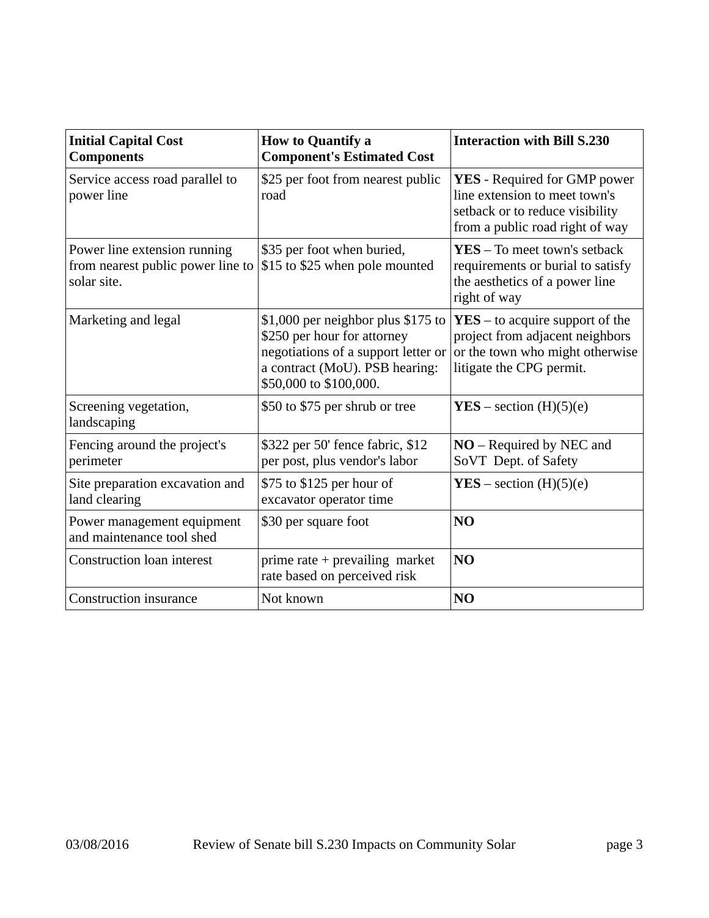| **Initial Capital Cost Components** | **How to Quantify a Component's Estimated Cost** | **Interaction with Bill S.230** |
|---|---|---|
| Service access road parallel to power line | $25 per foot from nearest public road | **YES** - Required for GMP power line extension to meet town's setback or to reduce visibility from a public road right of way |
| Power line extension running from nearest public power line to solar site. | $35 per foot when buried, $15 to $25 when pole mounted | **YES** – To meet town's setback requirements or burial to satisfy the aesthetics of a power line right of way |
| Marketing and legal | $1,000 per neighbor plus $175 to $250 per hour for attorney negotiations of a support letter or a contract (MoU). PSB hearing: $50,000 to $100,000. | **YES** – to acquire support of the project from adjacent neighbors or the town who might otherwise litigate the CPG permit. |
| Screening vegetation, landscaping | $50 to $75 per shrub or tree | **YES** – section (H)(5)(e) |
| Fencing around the project's perimeter | $322 per 50' fence fabric, $12 per post, plus vendor's labor | **NO** – Required by NEC and SoVT Dept. of Safety |
| Site preparation excavation and land clearing | $75 to $125 per hour of excavator operator time | **YES** – section (H)(5)(e) |
| Power management equipment and maintenance tool shed | $30 per square foot | **NO** |
| Construction loan interest | prime rate + prevailing market rate based on perceived risk | **NO** |
| Construction insurance | Not known | **NO** |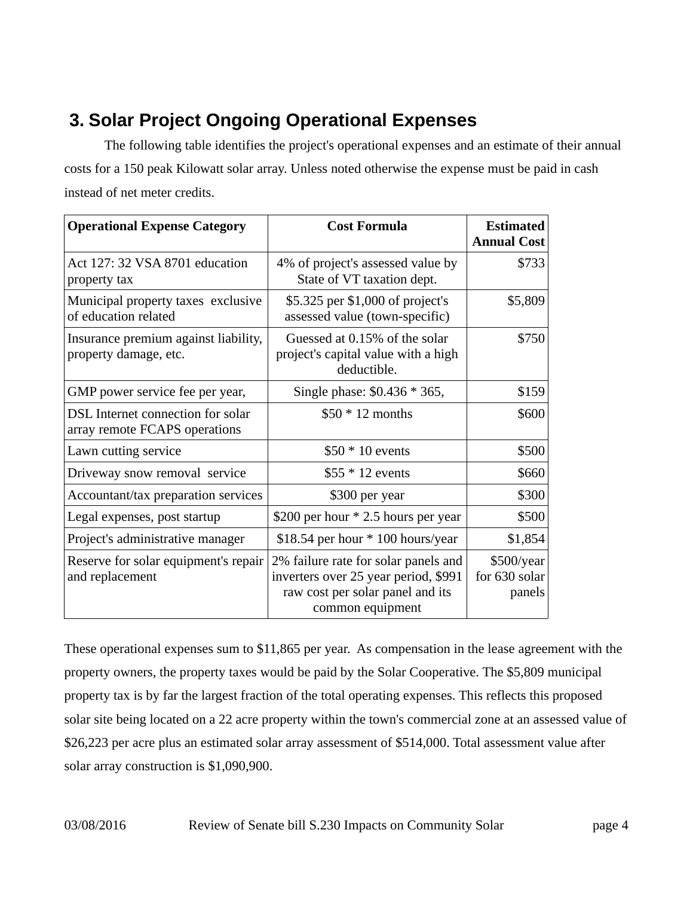## 3. Solar Project Ongoing Operational Expenses

The following table identifies the project's operational expenses and an estimate of their annual costs for a 150 peak Kilowatt solar array. Unless noted otherwise the expense must be paid in cash instead of net meter credits.

| Operational Expense Category | Cost Formula | Estimated Annual Cost |
|---|---|---|
| Act 127: 32 VSA 8701 education property tax | 4% of project's assessed value by State of VT taxation dept. | $733 |
| Municipal property taxes exclusive of education related | $5.325 per $1,000 of project's assessed value (town-specific) | $5,809 |
| Insurance premium against liability, property damage, etc. | Guessed at 0.15% of the solar project's capital value with a high deductible. | $750 |
| GMP power service fee per year, | Single phase: $0.436 * 365, | $159 |
| DSL Internet connection for solar array remote FCAPS operations | $50 * 12 months | $600 |
| Lawn cutting service | $50 * 10 events | $500 |
| Driveway snow removal service | $55 * 12 events | $660 |
| Accountant/tax preparation services | $300 per year | $300 |
| Legal expenses, post startup | $200 per hour * 2.5 hours per year | $500 |
| Project's administrative manager | $18.54 per hour * 100 hours/year | $1,854 |
| Reserve for solar equipment's repair and replacement | 2% failure rate for solar panels and inverters over 25 year period, $991 raw cost per solar panel and its common equipment | $500/year for 630 solar panels |

These operational expenses sum to $11,865 per year. As compensation in the lease agreement with the property owners, the property taxes would be paid by the Solar Cooperative. The $5,809 municipal property tax is by far the largest fraction of the total operating expenses. This reflects this proposed solar site being located on a 22 acre property within the town's commercial zone at an assessed value of $26,223 per acre plus an estimated solar array assessment of $514,000. Total assessment value after solar array construction is $1,090,900.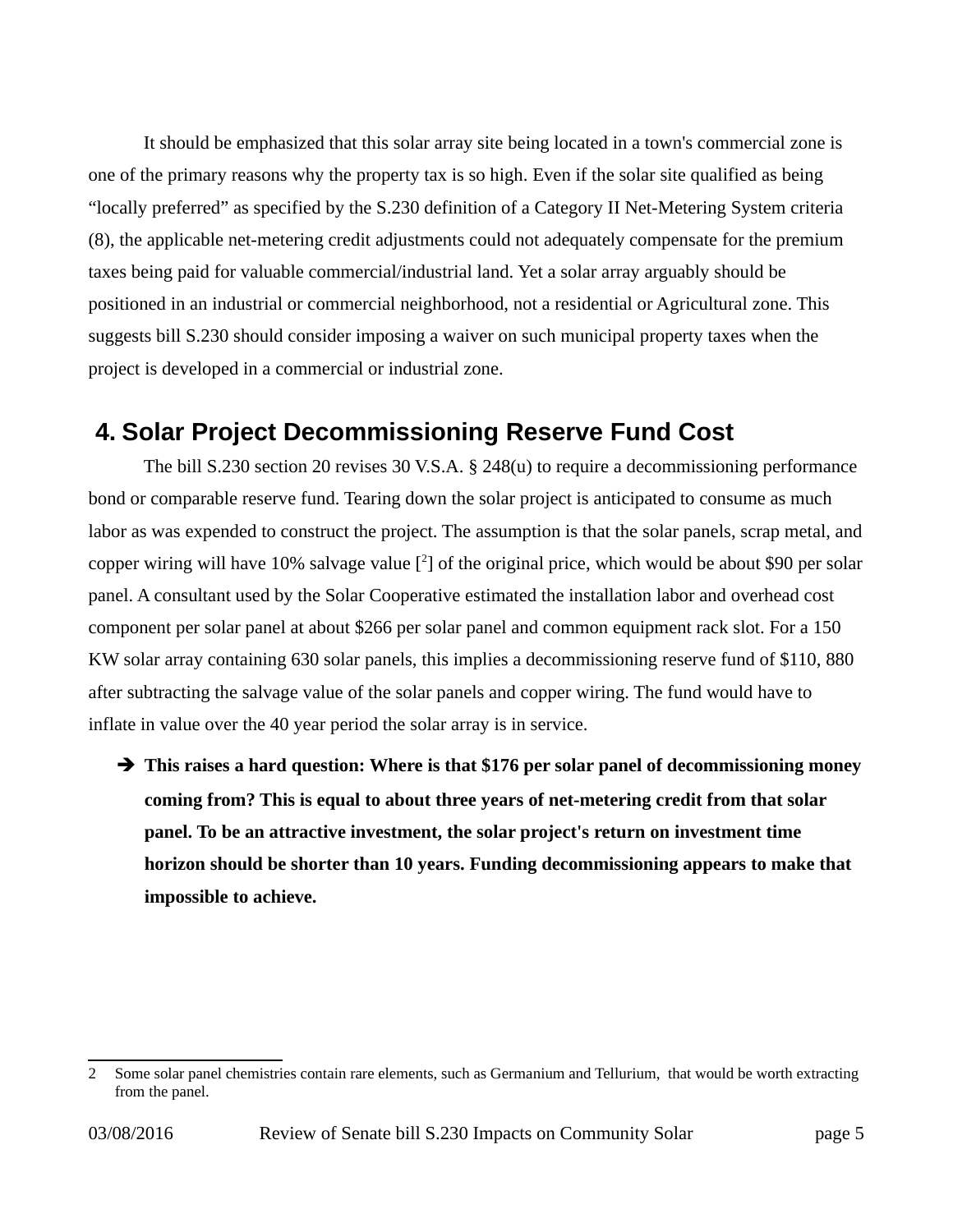It should be emphasized that this solar array site being located in a town's commercial zone is one of the primary reasons why the property tax is so high. Even if the solar site qualified as being "locally preferred" as specified by the S.230 definition of a Category II Net-Metering System criteria (8), the applicable net-metering credit adjustments could not adequately compensate for the premium taxes being paid for valuable commercial/industrial land. Yet a solar array arguably should be positioned in an industrial or commercial neighborhood, not a residential or Agricultural zone. This suggests bill S.230 should consider imposing a waiver on such municipal property taxes when the project is developed in a commercial or industrial zone.

## 4. Solar Project Decommissioning Reserve Fund Cost

The bill S.230 section 20 revises 30 V.S.A. § 248(u) to require a decommissioning performance bond or comparable reserve fund. Tearing down the solar project is anticipated to consume as much labor as was expended to construct the project. The assumption is that the solar panels, scrap metal, and copper wiring will have 10% salvage value [[2]] of the original price, which would be about $90 per solar panel. A consultant used by the Solar Cooperative estimated the installation labor and overhead cost component per solar panel at about $266 per solar panel and common equipment rack slot. For a 150 KW solar array containing 630 solar panels, this implies a decommissioning reserve fund of $110, 880 after subtracting the salvage value of the solar panels and copper wiring. The fund would have to inflate in value over the 40 year period the solar array is in service.

- ➔ **This raises a hard question: Where is that $176 per solar panel of decommissioning money coming from? This is equal to about three years of net-metering credit from that solar panel. To be an attractive investment, the solar project's return on investment time horizon should be shorter than 10 years. Funding decommissioning appears to make that impossible to achieve.**

---

[2] Some solar panel chemistries contain rare elements, such as Germanium and Tellurium, that would be worth extracting from the panel.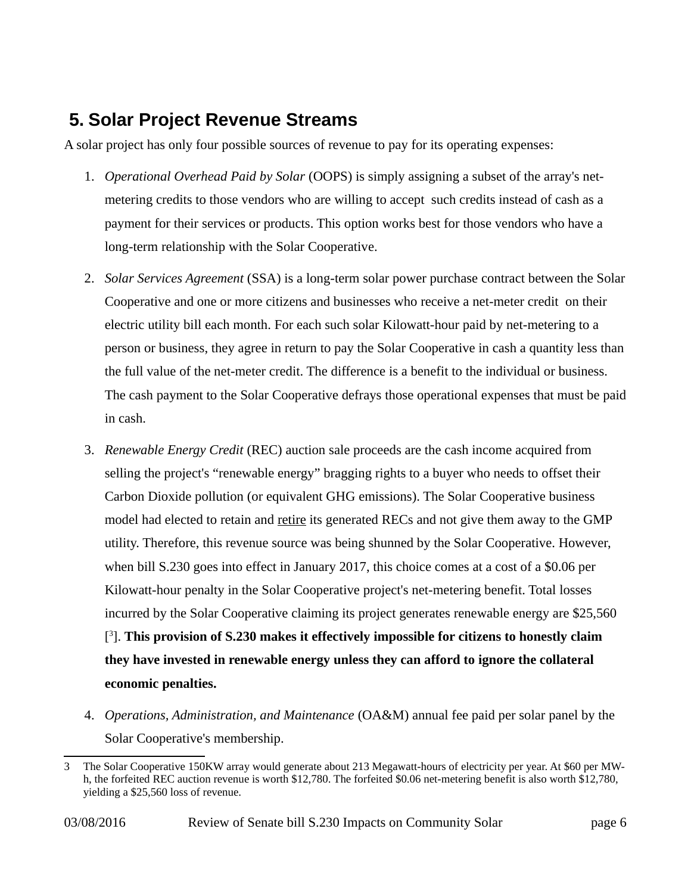## 5. Solar Project Revenue Streams

A solar project has only four possible sources of revenue to pay for its operating expenses:

1. *Operational Overhead Paid by Solar* (OOPS) is simply assigning a subset of the array's net-metering credits to those vendors who are willing to accept such credits instead of cash as a payment for their services or products. This option works best for those vendors who have a long-term relationship with the Solar Cooperative.

2. *Solar Services Agreement* (SSA) is a long-term solar power purchase contract between the Solar Cooperative and one or more citizens and businesses who receive a net-meter credit on their electric utility bill each month. For each such solar Kilowatt-hour paid by net-metering to a person or business, they agree in return to pay the Solar Cooperative in cash a quantity less than the full value of the net-meter credit. The difference is a benefit to the individual or business. The cash payment to the Solar Cooperative defrays those operational expenses that must be paid in cash.

3. *Renewable Energy Credit* (REC) auction sale proceeds are the cash income acquired from selling the project's "renewable energy" bragging rights to a buyer who needs to offset their Carbon Dioxide pollution (or equivalent GHG emissions). The Solar Cooperative business model had elected to retain and retire its generated RECs and not give them away to the GMP utility. Therefore, this revenue source was being shunned by the Solar Cooperative. However, when bill S.230 goes into effect in January 2017, this choice comes at a cost of a $0.06 per Kilowatt-hour penalty in the Solar Cooperative project's net-metering benefit. Total losses incurred by the Solar Cooperative claiming its project generates renewable energy are $25,560 [3]. **This provision of S.230 makes it effectively impossible for citizens to honestly claim they have invested in renewable energy unless they can afford to ignore the collateral economic penalties.**

4. *Operations, Administration, and Maintenance* (OA&M) annual fee paid per solar panel by the Solar Cooperative's membership.

---

3 The Solar Cooperative 150KW array would generate about 213 Megawatt-hours of electricity per year. At $60 per MW-h, the forfeited REC auction revenue is worth $12,780. The forfeited $0.06 net-metering benefit is also worth $12,780, yielding a $25,560 loss of revenue.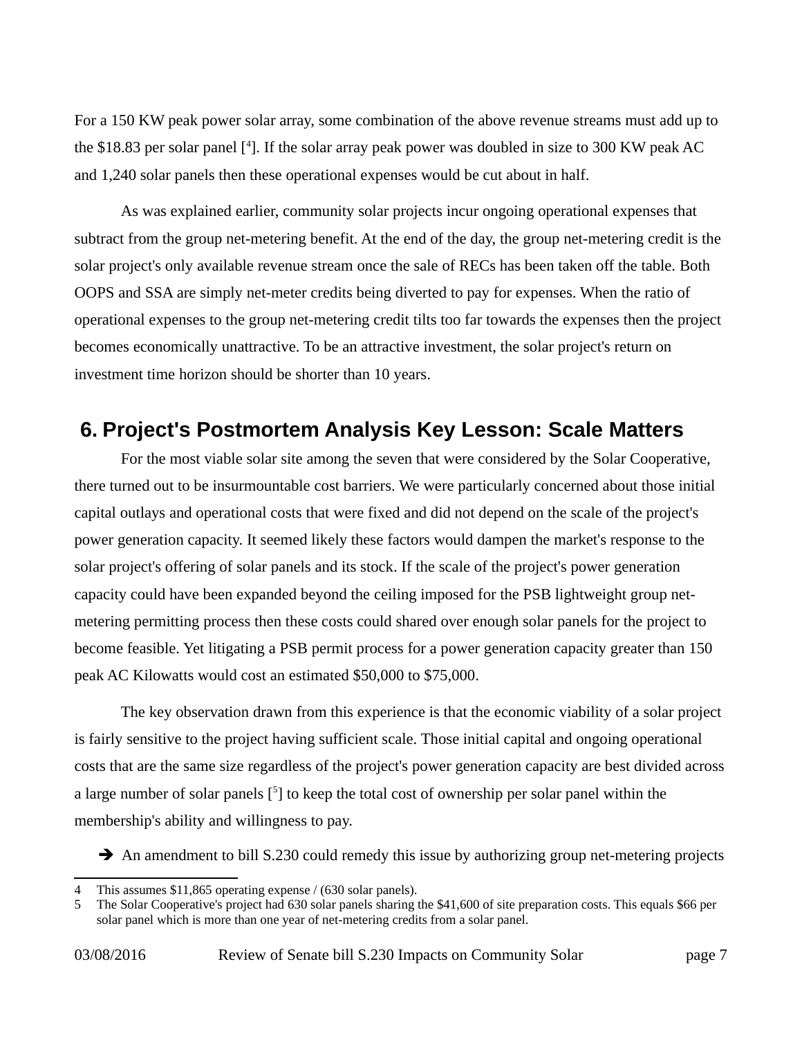For a 150 KW peak power solar array, some combination of the above revenue streams must add up to the $18.83 per solar panel [4]. If the solar array peak power was doubled in size to 300 KW peak AC and 1,240 solar panels then these operational expenses would be cut about in half.

As was explained earlier, community solar projects incur ongoing operational expenses that subtract from the group net-metering benefit. At the end of the day, the group net-metering credit is the solar project's only available revenue stream once the sale of RECs has been taken off the table. Both OOPS and SSA are simply net-meter credits being diverted to pay for expenses. When the ratio of operational expenses to the group net-metering credit tilts too far towards the expenses then the project becomes economically unattractive. To be an attractive investment, the solar project's return on investment time horizon should be shorter than 10 years.

## 6. Project's Postmortem Analysis Key Lesson: Scale Matters

For the most viable solar site among the seven that were considered by the Solar Cooperative, there turned out to be insurmountable cost barriers. We were particularly concerned about those initial capital outlays and operational costs that were fixed and did not depend on the scale of the project's power generation capacity. It seemed likely these factors would dampen the market's response to the solar project's offering of solar panels and its stock. If the scale of the project's power generation capacity could have been expanded beyond the ceiling imposed for the PSB lightweight group net-metering permitting process then these costs could shared over enough solar panels for the project to become feasible. Yet litigating a PSB permit process for a power generation capacity greater than 150 peak AC Kilowatts would cost an estimated $50,000 to $75,000.

The key observation drawn from this experience is that the economic viability of a solar project is fairly sensitive to the project having sufficient scale. Those initial capital and ongoing operational costs that are the same size regardless of the project's power generation capacity are best divided across a large number of solar panels [5] to keep the total cost of ownership per solar panel within the membership's ability and willingness to pay.

- ➔ An amendment to bill S.230 could remedy this issue by authorizing group net-metering projects

---

4 This assumes $11,865 operating expense / (630 solar panels).

5 The Solar Cooperative's project had 630 solar panels sharing the $41,600 of site preparation costs. This equals $66 per solar panel which is more than one year of net-metering credits from a solar panel.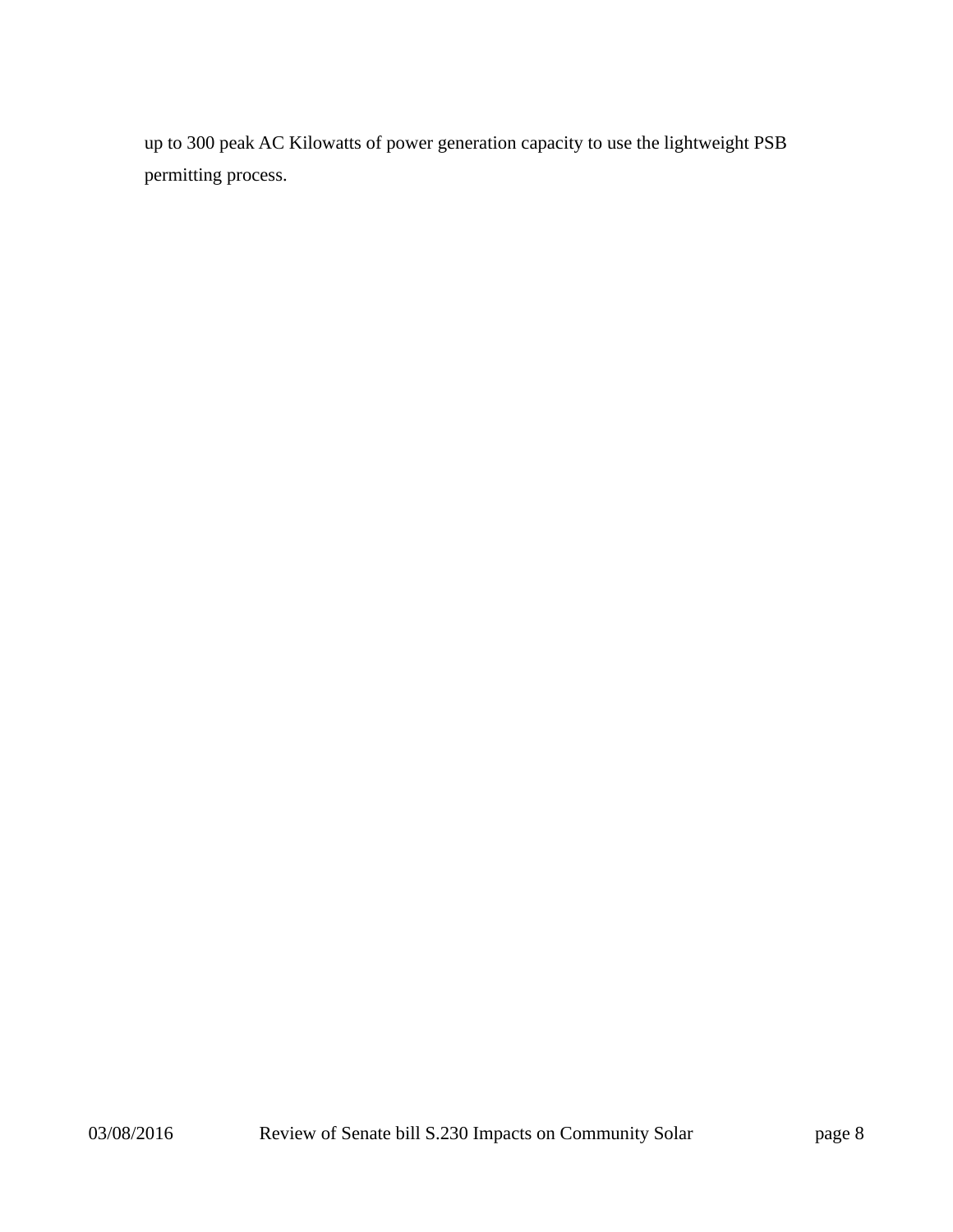up to 300 peak AC Kilowatts of power generation capacity to use the lightweight PSB permitting process.